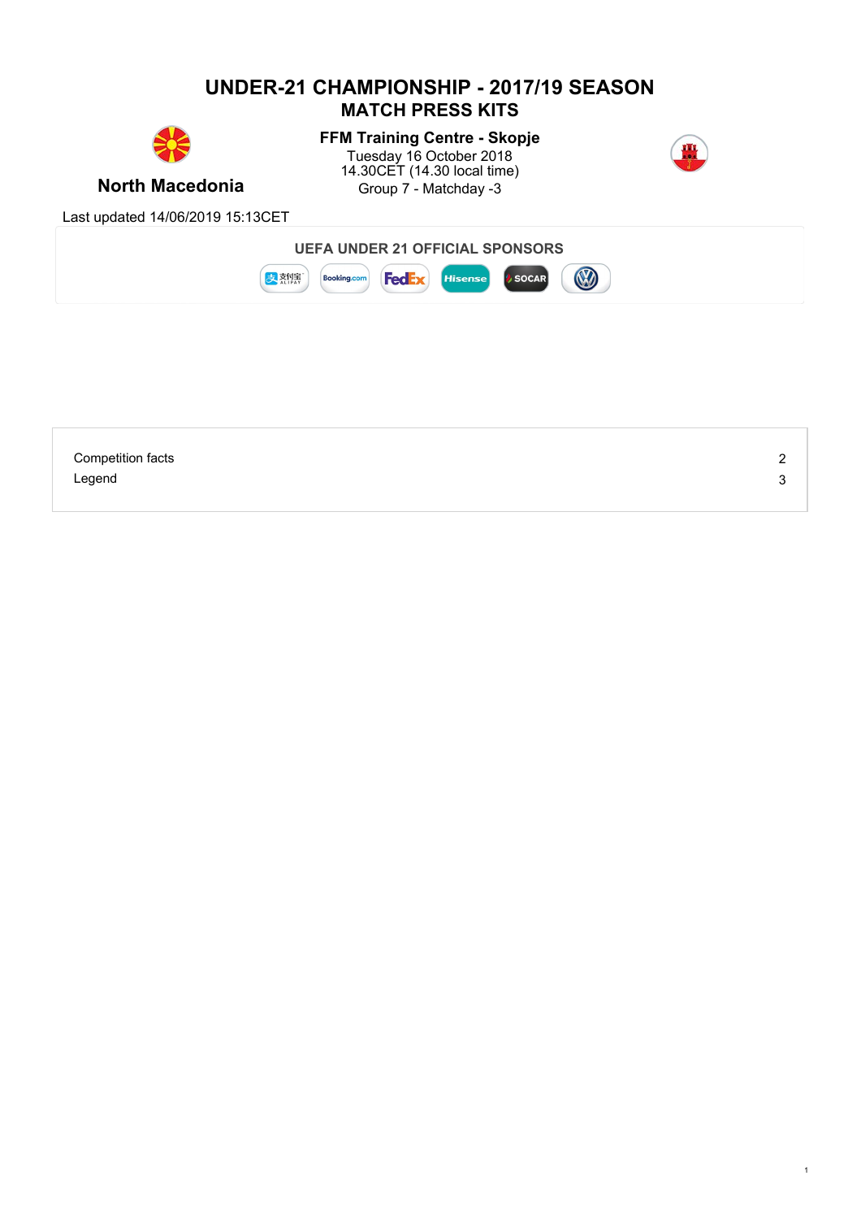# UNDER-21 CHAMPIONSHIP - 2017/19 SEASON

## MATCH PRESS KITS

**North Macedonia**

**FFM Training Centre - Skopje**
Tuesday 16 October 2018
14.30CET (14.30 local time)
Group 7 - Matchday -3

Last updated 14/06/2019 15:13CET

**UEFA UNDER 21 OFFICIAL SPONSORS**

| | |
|---|---|
| Competition facts | 2 |
| Legend | 3 |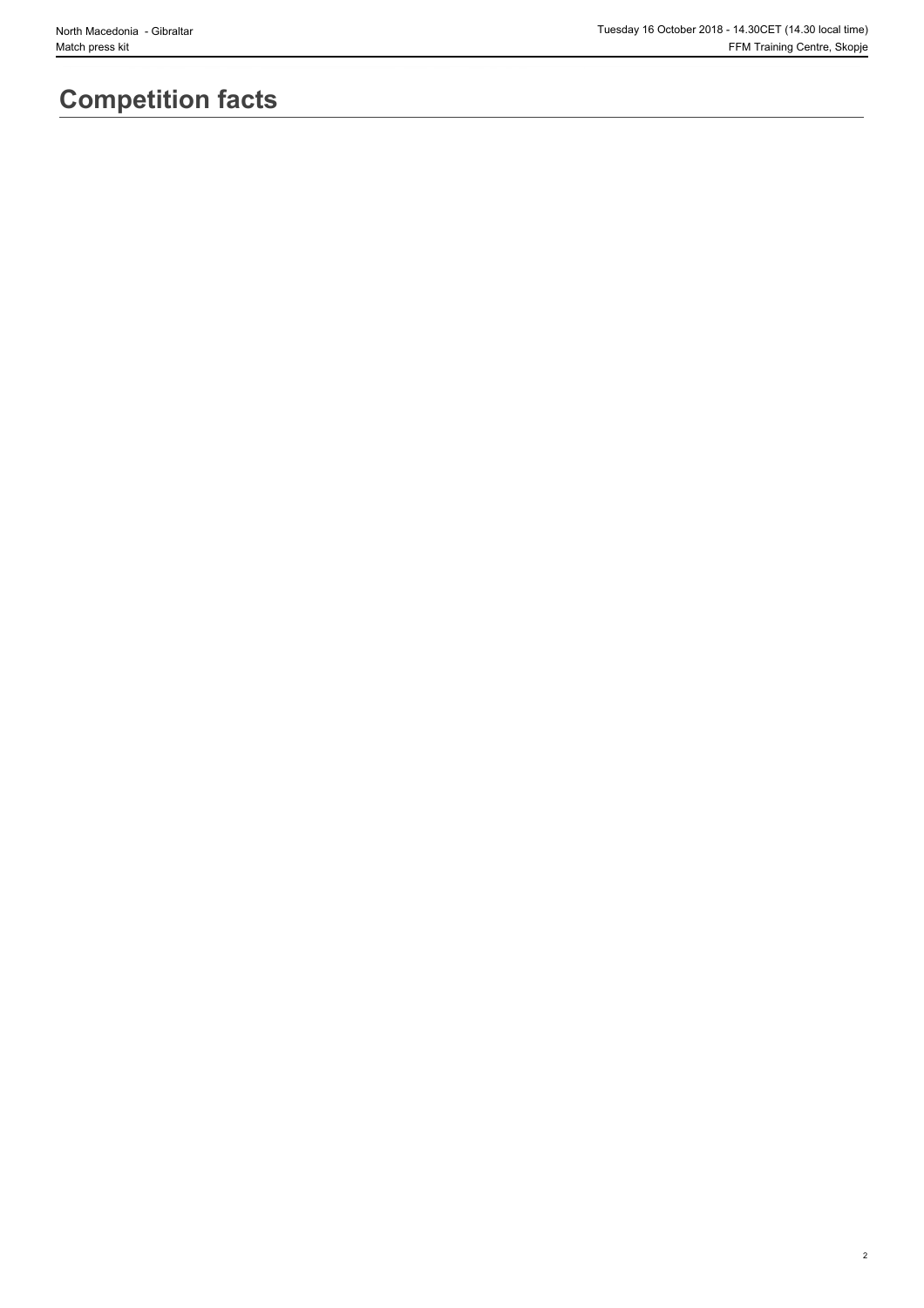# Competition facts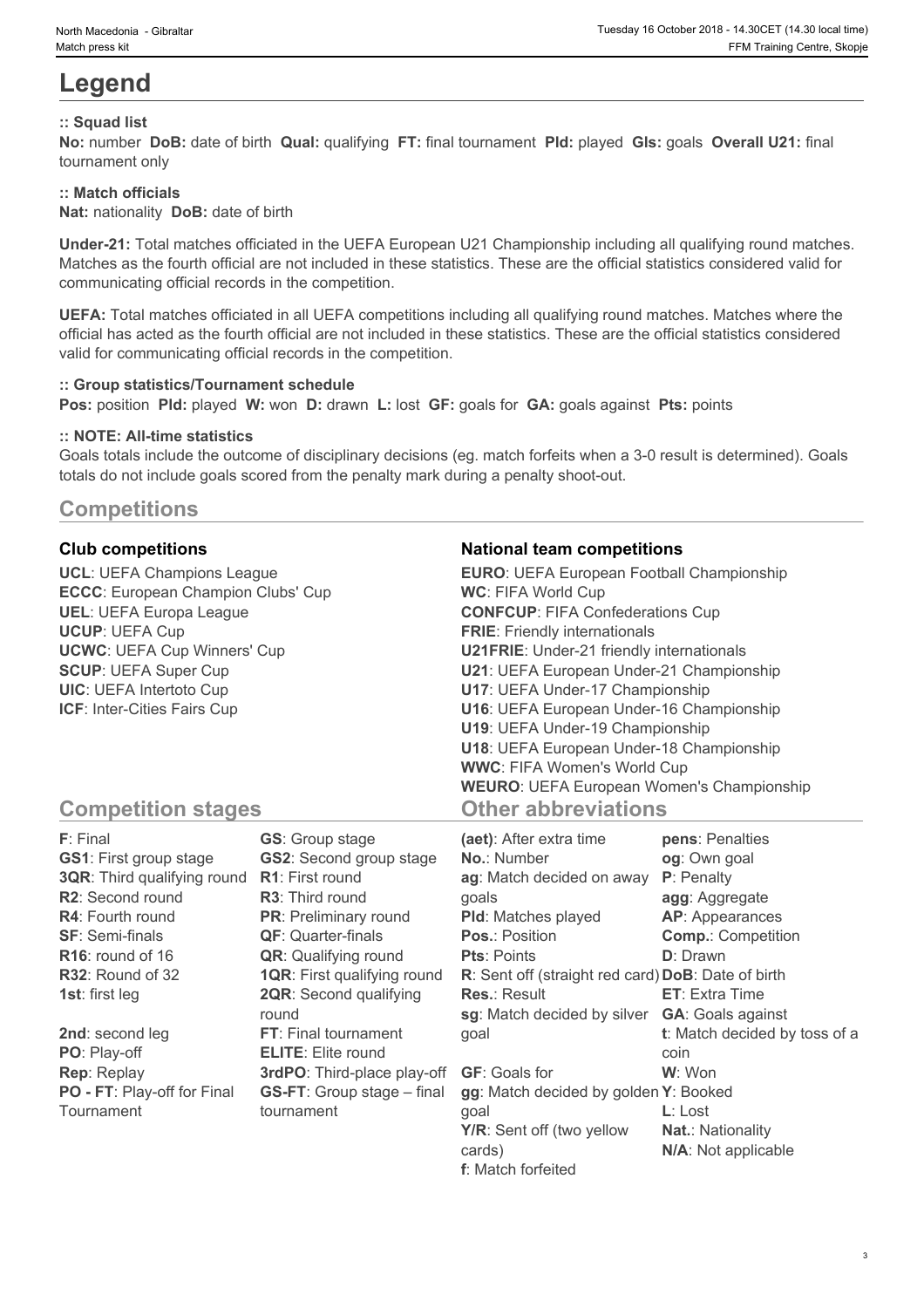# Legend

**:: Squad list**

**No:** number **DoB:** date of birth **Qual:** qualifying **FT:** final tournament **Pld:** played **Gls:** goals **Overall U21:** final tournament only

**:: Match officials**

**Nat:** nationality **DoB:** date of birth

**Under-21:** Total matches officiated in the UEFA European U21 Championship including all qualifying round matches. Matches as the fourth official are not included in these statistics. These are the official statistics considered valid for communicating official records in the competition.

**UEFA:** Total matches officiated in all UEFA competitions including all qualifying round matches. Matches where the official has acted as the fourth official are not included in these statistics. These are the official statistics considered valid for communicating official records in the competition.

**:: Group statistics/Tournament schedule**

**Pos:** position **Pld:** played **W:** won **D:** drawn **L:** lost **GF:** goals for **GA:** goals against **Pts:** points

**:: NOTE: All-time statistics**

Goals totals include the outcome of disciplinary decisions (eg. match forfeits when a 3-0 result is determined). Goals totals do not include goals scored from the penalty mark during a penalty shoot-out.

## Competitions

### Club competitions

**UCL**: UEFA Champions League
**ECCC**: European Champion Clubs' Cup
**UEL**: UEFA Europa League
**UCUP**: UEFA Cup
**UCWC**: UEFA Cup Winners' Cup
**SCUP**: UEFA Super Cup
**UIC**: UEFA Intertoto Cup
**ICF**: Inter-Cities Fairs Cup

### National team competitions

**EURO**: UEFA European Football Championship
**WC**: FIFA World Cup
**CONFCUP**: FIFA Confederations Cup
**FRIE**: Friendly internationals
**U21FRIE**: Under-21 friendly internationals
**U21**: UEFA European Under-21 Championship
**U17**: UEFA Under-17 Championship
**U16**: UEFA European Under-16 Championship
**U19**: UEFA Under-19 Championship
**U18**: UEFA European Under-18 Championship
**WWC**: FIFA Women's World Cup
**WEURO**: UEFA European Women's Championship

## Competition stages

**F**: Final
**GS1**: First group stage
**3QR**: Third qualifying round
**R2**: Second round
**R4**: Fourth round
**SF**: Semi-finals
**R16**: round of 16
**R32**: Round of 32
**1st**: first leg
**2nd**: second leg
**PO**: Play-off
**Rep**: Replay
**PO - FT**: Play-off for Final Tournament
**GS**: Group stage
**GS2**: Second group stage
**R1**: First round
**R3**: Third round
**PR**: Preliminary round
**QF**: Quarter-finals
**QR**: Qualifying round
**1QR**: First qualifying round
**2QR**: Second qualifying round
**FT**: Final tournament
**ELITE**: Elite round
**3rdPO**: Third-place play-off
**GS-FT**: Group stage – final tournament

## Other abbreviations

**(aet)**: After extra time
**No.**: Number
**ag**: Match decided on away goals
**Pld**: Matches played
**Pos.**: Position
**Pts**: Points
**R**: Sent off (straight red card)
**Res.**: Result
**sg**: Match decided by silver goal
**GF**: Goals for
**gg**: Match decided by golden goal
**Y/R**: Sent off (two yellow cards)
**f**: Match forfeited
**pens**: Penalties
**og**: Own goal
**P**: Penalty
**agg**: Aggregate
**AP**: Appearances
**Comp.**: Competition
**D**: Drawn
**DoB**: Date of birth
**ET**: Extra Time
**GA**: Goals against
**t**: Match decided by toss of a coin
**W**: Won
**Y**: Booked
**L**: Lost
**Nat.**: Nationality
**N/A**: Not applicable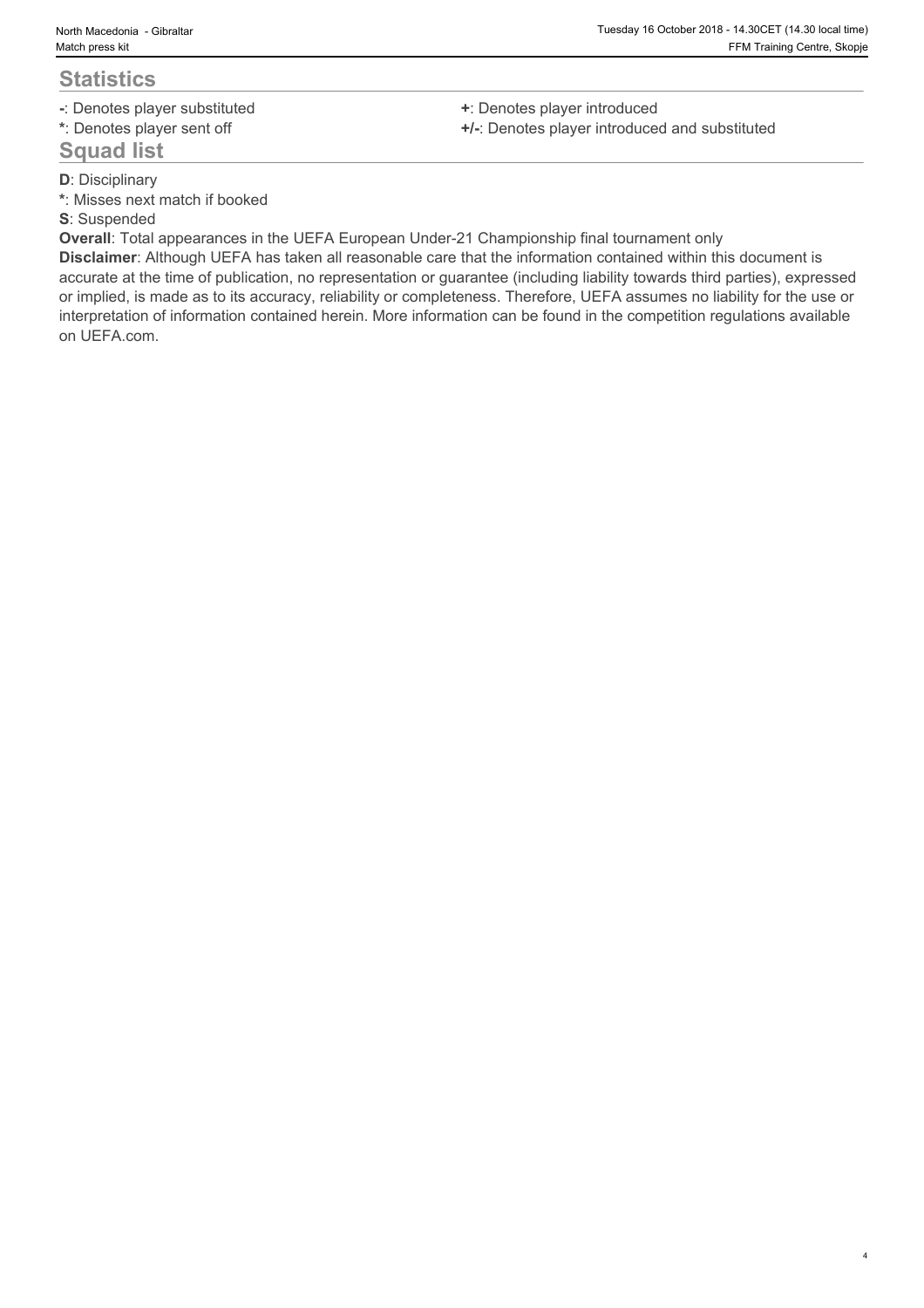## Statistics

**-**: Denotes player substituted

**\***: Denotes player sent off

**+**: Denotes player introduced

**+/-**: Denotes player introduced and substituted

## Squad list

**D**: Disciplinary

**\***: Misses next match if booked

**S**: Suspended

**Overall**: Total appearances in the UEFA European Under-21 Championship final tournament only

**Disclaimer**: Although UEFA has taken all reasonable care that the information contained within this document is accurate at the time of publication, no representation or guarantee (including liability towards third parties), expressed or implied, is made as to its accuracy, reliability or completeness. Therefore, UEFA assumes no liability for the use or interpretation of information contained herein. More information can be found in the competition regulations available on UEFA.com.